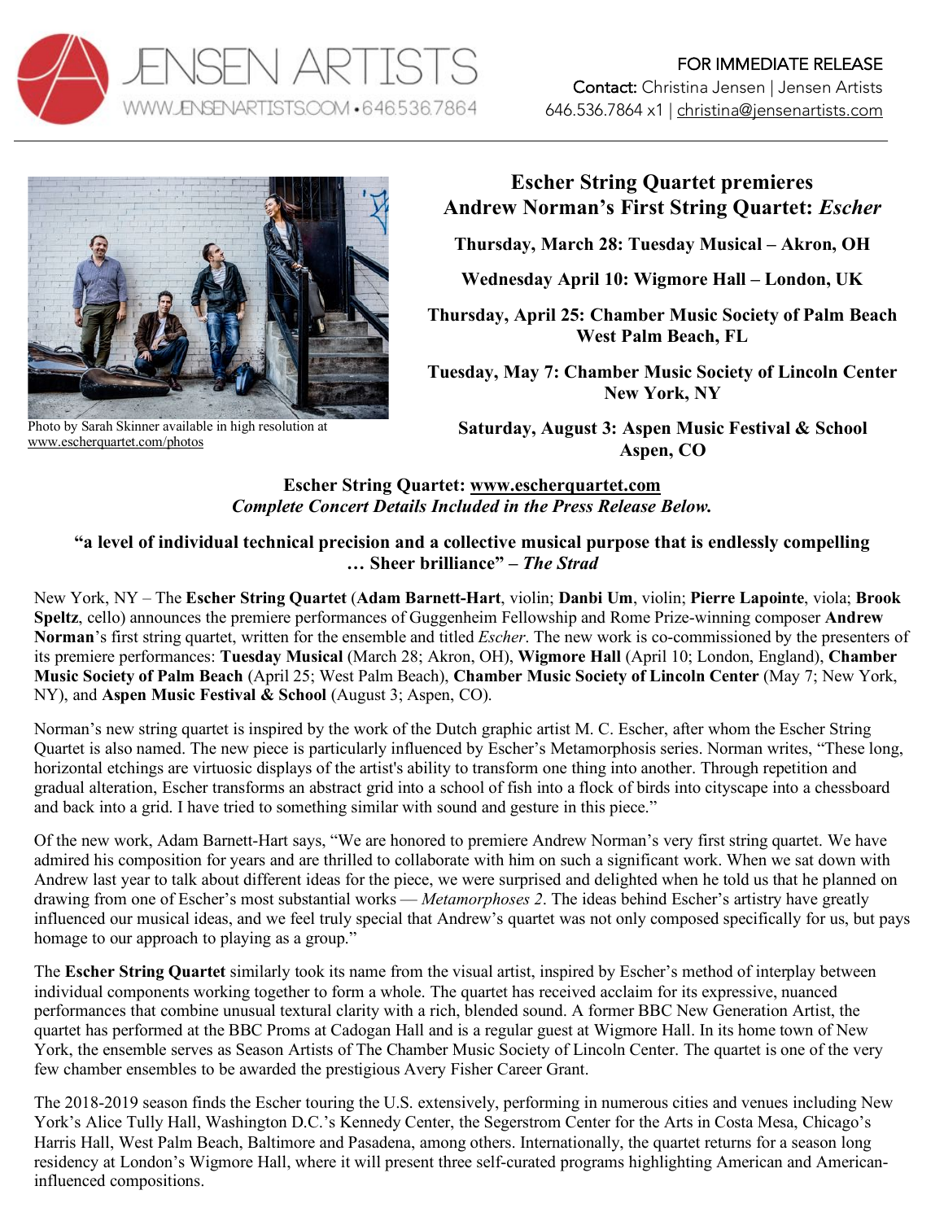JENSEN ARTISTS
WWW.JENSENARTISTS.COM • 646.536.7864

FOR IMMEDIATE RELEASE
**Contact:** Christina Jensen | Jensen Artists
646.536.7864 x1 | christina@jensenartists.com

---

Photo by Sarah Skinner available in high resolution at www.escherquartet.com/photos

# Escher String Quartet premieres Andrew Norman's First String Quartet: *Escher*

**Thursday, March 28: Tuesday Musical – Akron, OH**

**Wednesday April 10: Wigmore Hall – London, UK**

**Thursday, April 25: Chamber Music Society of Palm Beach**
**West Palm Beach, FL**

**Tuesday, May 7: Chamber Music Society of Lincoln Center**
**New York, NY**

**Saturday, August 3: Aspen Music Festival & School**
**Aspen, CO**

**Escher String Quartet: www.escherquartet.com**
***Complete Concert Details Included in the Press Release Below.***

**"a level of individual technical precision and a collective musical purpose that is endlessly compelling … Sheer brilliance" – *The Strad***

New York, NY – The **Escher String Quartet** (**Adam Barnett-Hart**, violin; **Danbi Um**, violin; **Pierre Lapointe**, viola; **Brook Speltz**, cello) announces the premiere performances of Guggenheim Fellowship and Rome Prize-winning composer **Andrew Norman**'s first string quartet, written for the ensemble and titled *Escher*. The new work is co-commissioned by the presenters of its premiere performances: **Tuesday Musical** (March 28; Akron, OH), **Wigmore Hall** (April 10; London, England), **Chamber Music Society of Palm Beach** (April 25; West Palm Beach), **Chamber Music Society of Lincoln Center** (May 7; New York, NY), and **Aspen Music Festival & School** (August 3; Aspen, CO).

Norman's new string quartet is inspired by the work of the Dutch graphic artist M. C. Escher, after whom the Escher String Quartet is also named. The new piece is particularly influenced by Escher's Metamorphosis series. Norman writes, "These long, horizontal etchings are virtuosic displays of the artist's ability to transform one thing into another. Through repetition and gradual alteration, Escher transforms an abstract grid into a school of fish into a flock of birds into cityscape into a chessboard and back into a grid. I have tried to something similar with sound and gesture in this piece."

Of the new work, Adam Barnett-Hart says, "We are honored to premiere Andrew Norman's very first string quartet. We have admired his composition for years and are thrilled to collaborate with him on such a significant work. When we sat down with Andrew last year to talk about different ideas for the piece, we were surprised and delighted when he told us that he planned on drawing from one of Escher's most substantial works — *Metamorphoses 2*. The ideas behind Escher's artistry have greatly influenced our musical ideas, and we feel truly special that Andrew's quartet was not only composed specifically for us, but pays homage to our approach to playing as a group."

The **Escher String Quartet** similarly took its name from the visual artist, inspired by Escher's method of interplay between individual components working together to form a whole. The quartet has received acclaim for its expressive, nuanced performances that combine unusual textural clarity with a rich, blended sound. A former BBC New Generation Artist, the quartet has performed at the BBC Proms at Cadogan Hall and is a regular guest at Wigmore Hall. In its home town of New York, the ensemble serves as Season Artists of The Chamber Music Society of Lincoln Center. The quartet is one of the very few chamber ensembles to be awarded the prestigious Avery Fisher Career Grant.

The 2018-2019 season finds the Escher touring the U.S. extensively, performing in numerous cities and venues including New York's Alice Tully Hall, Washington D.C.'s Kennedy Center, the Segerstrom Center for the Arts in Costa Mesa, Chicago's Harris Hall, West Palm Beach, Baltimore and Pasadena, among others. Internationally, the quartet returns for a season long residency at London's Wigmore Hall, where it will present three self-curated programs highlighting American and American-influenced compositions.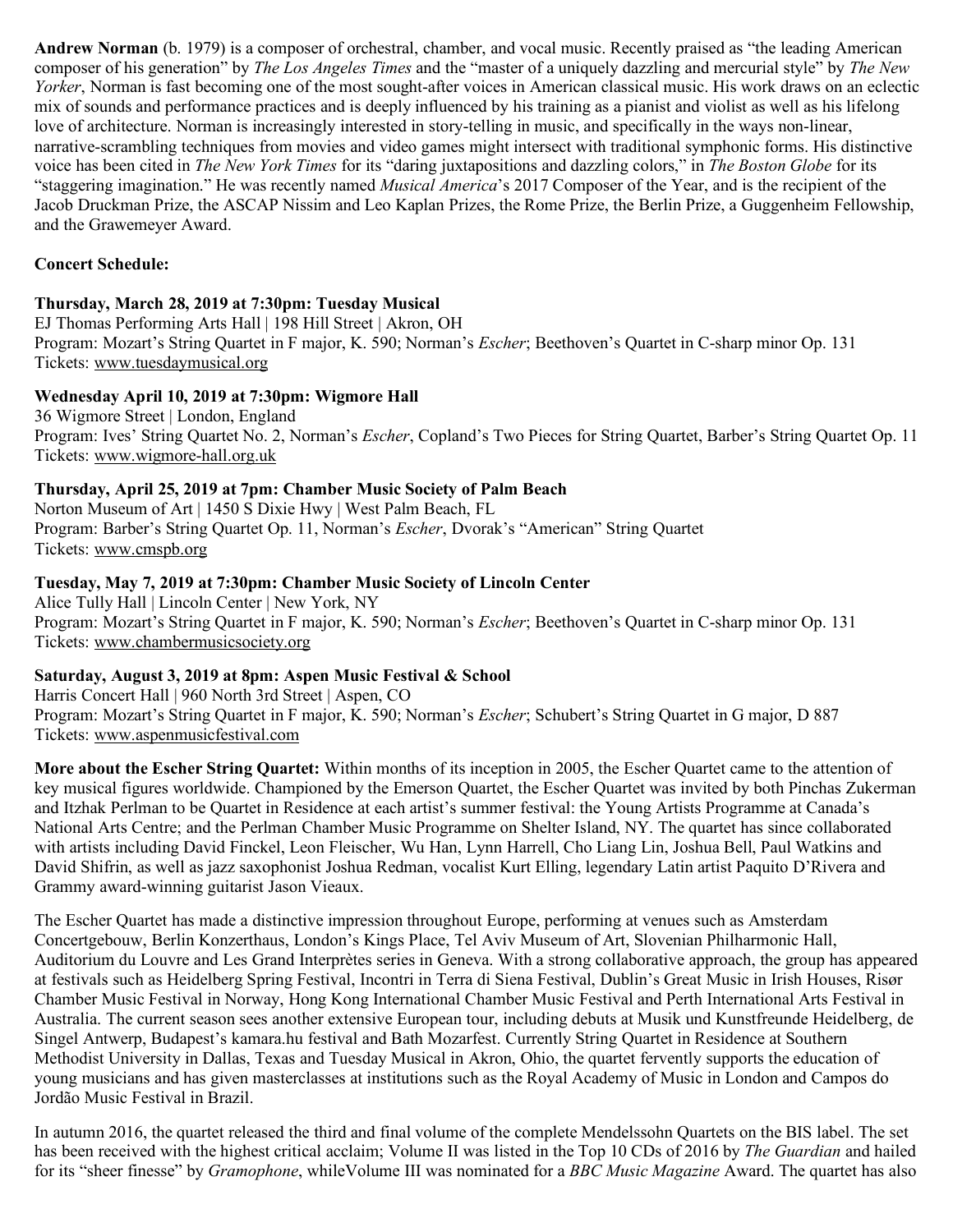**Andrew Norman** (b. 1979) is a composer of orchestral, chamber, and vocal music. Recently praised as "the leading American composer of his generation" by *The Los Angeles Times* and the "master of a uniquely dazzling and mercurial style" by *The New Yorker*, Norman is fast becoming one of the most sought-after voices in American classical music. His work draws on an eclectic mix of sounds and performance practices and is deeply influenced by his training as a pianist and violist as well as his lifelong love of architecture. Norman is increasingly interested in story-telling in music, and specifically in the ways non-linear, narrative-scrambling techniques from movies and video games might intersect with traditional symphonic forms. His distinctive voice has been cited in *The New York Times* for its "daring juxtapositions and dazzling colors," in *The Boston Globe* for its "staggering imagination." He was recently named *Musical America*'s 2017 Composer of the Year, and is the recipient of the Jacob Druckman Prize, the ASCAP Nissim and Leo Kaplan Prizes, the Rome Prize, the Berlin Prize, a Guggenheim Fellowship, and the Grawemeyer Award.

**Concert Schedule:**

**Thursday, March 28, 2019 at 7:30pm: Tuesday Musical**
EJ Thomas Performing Arts Hall | 198 Hill Street | Akron, OH
Program: Mozart's String Quartet in F major, K. 590; Norman's *Escher*; Beethoven's Quartet in C-sharp minor Op. 131
Tickets: www.tuesdaymusical.org

**Wednesday April 10, 2019 at 7:30pm: Wigmore Hall**
36 Wigmore Street | London, England
Program: Ives' String Quartet No. 2, Norman's *Escher*, Copland's Two Pieces for String Quartet, Barber's String Quartet Op. 11
Tickets: www.wigmore-hall.org.uk

**Thursday, April 25, 2019 at 7pm: Chamber Music Society of Palm Beach**
Norton Museum of Art | 1450 S Dixie Hwy | West Palm Beach, FL
Program: Barber's String Quartet Op. 11, Norman's *Escher*, Dvorak's "American" String Quartet
Tickets: www.cmspb.org

**Tuesday, May 7, 2019 at 7:30pm: Chamber Music Society of Lincoln Center**
Alice Tully Hall | Lincoln Center | New York, NY
Program: Mozart's String Quartet in F major, K. 590; Norman's *Escher*; Beethoven's Quartet in C-sharp minor Op. 131
Tickets: www.chambermusicsociety.org

**Saturday, August 3, 2019 at 8pm: Aspen Music Festival & School**
Harris Concert Hall | 960 North 3rd Street | Aspen, CO
Program: Mozart's String Quartet in F major, K. 590; Norman's *Escher*; Schubert's String Quartet in G major, D 887
Tickets: www.aspenmusicfestival.com

**More about the Escher String Quartet:** Within months of its inception in 2005, the Escher Quartet came to the attention of key musical figures worldwide. Championed by the Emerson Quartet, the Escher Quartet was invited by both Pinchas Zukerman and Itzhak Perlman to be Quartet in Residence at each artist's summer festival: the Young Artists Programme at Canada's National Arts Centre; and the Perlman Chamber Music Programme on Shelter Island, NY. The quartet has since collaborated with artists including David Finckel, Leon Fleischer, Wu Han, Lynn Harrell, Cho Liang Lin, Joshua Bell, Paul Watkins and David Shifrin, as well as jazz saxophonist Joshua Redman, vocalist Kurt Elling, legendary Latin artist Paquito D'Rivera and Grammy award-winning guitarist Jason Vieaux.

The Escher Quartet has made a distinctive impression throughout Europe, performing at venues such as Amsterdam Concertgebouw, Berlin Konzerthaus, London's Kings Place, Tel Aviv Museum of Art, Slovenian Philharmonic Hall, Auditorium du Louvre and Les Grand Interprètes series in Geneva. With a strong collaborative approach, the group has appeared at festivals such as Heidelberg Spring Festival, Incontri in Terra di Siena Festival, Dublin's Great Music in Irish Houses, Risør Chamber Music Festival in Norway, Hong Kong International Chamber Music Festival and Perth International Arts Festival in Australia. The current season sees another extensive European tour, including debuts at Musik und Kunstfreunde Heidelberg, de Singel Antwerp, Budapest's kamara.hu festival and Bath Mozarfest. Currently String Quartet in Residence at Southern Methodist University in Dallas, Texas and Tuesday Musical in Akron, Ohio, the quartet fervently supports the education of young musicians and has given masterclasses at institutions such as the Royal Academy of Music in London and Campos do Jordão Music Festival in Brazil.

In autumn 2016, the quartet released the third and final volume of the complete Mendelssohn Quartets on the BIS label. The set has been received with the highest critical acclaim; Volume II was listed in the Top 10 CDs of 2016 by *The Guardian* and hailed for its "sheer finesse" by *Gramophone*, whileVolume III was nominated for a *BBC Music Magazine* Award. The quartet has also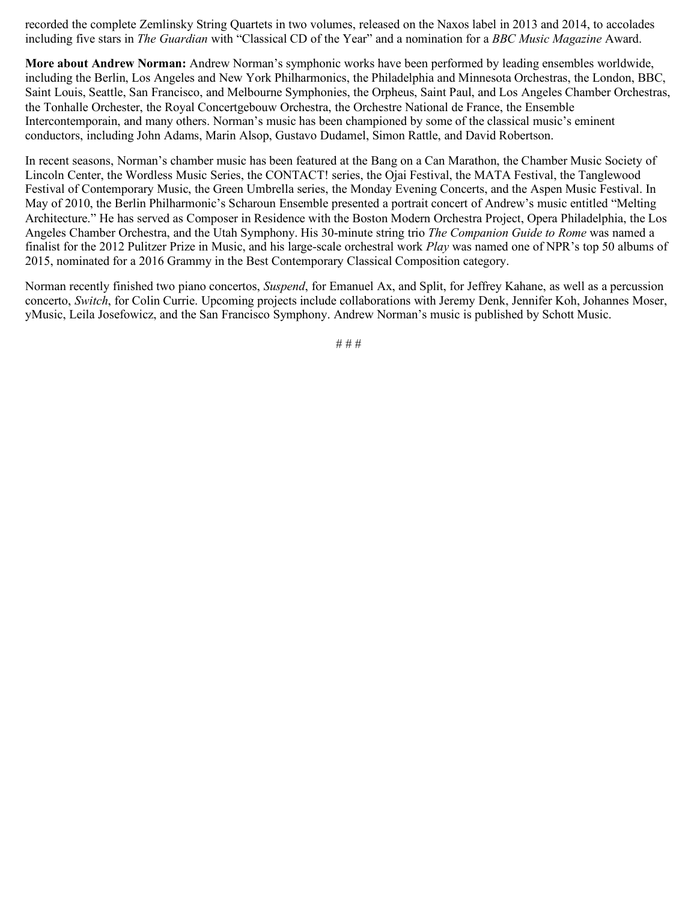recorded the complete Zemlinsky String Quartets in two volumes, released on the Naxos label in 2013 and 2014, to accolades including five stars in *The Guardian* with "Classical CD of the Year" and a nomination for a *BBC Music Magazine* Award.

**More about Andrew Norman:** Andrew Norman's symphonic works have been performed by leading ensembles worldwide, including the Berlin, Los Angeles and New York Philharmonics, the Philadelphia and Minnesota Orchestras, the London, BBC, Saint Louis, Seattle, San Francisco, and Melbourne Symphonies, the Orpheus, Saint Paul, and Los Angeles Chamber Orchestras, the Tonhalle Orchester, the Royal Concertgebouw Orchestra, the Orchestre National de France, the Ensemble Intercontemporain, and many others. Norman's music has been championed by some of the classical music's eminent conductors, including John Adams, Marin Alsop, Gustavo Dudamel, Simon Rattle, and David Robertson.

In recent seasons, Norman's chamber music has been featured at the Bang on a Can Marathon, the Chamber Music Society of Lincoln Center, the Wordless Music Series, the CONTACT! series, the Ojai Festival, the MATA Festival, the Tanglewood Festival of Contemporary Music, the Green Umbrella series, the Monday Evening Concerts, and the Aspen Music Festival. In May of 2010, the Berlin Philharmonic's Scharoun Ensemble presented a portrait concert of Andrew's music entitled "Melting Architecture." He has served as Composer in Residence with the Boston Modern Orchestra Project, Opera Philadelphia, the Los Angeles Chamber Orchestra, and the Utah Symphony. His 30-minute string trio *The Companion Guide to Rome* was named a finalist for the 2012 Pulitzer Prize in Music, and his large-scale orchestral work *Play* was named one of NPR's top 50 albums of 2015, nominated for a 2016 Grammy in the Best Contemporary Classical Composition category.

Norman recently finished two piano concertos, *Suspend*, for Emanuel Ax, and Split, for Jeffrey Kahane, as well as a percussion concerto, *Switch*, for Colin Currie. Upcoming projects include collaborations with Jeremy Denk, Jennifer Koh, Johannes Moser, yMusic, Leila Josefowicz, and the San Francisco Symphony. Andrew Norman's music is published by Schott Music.

# # #